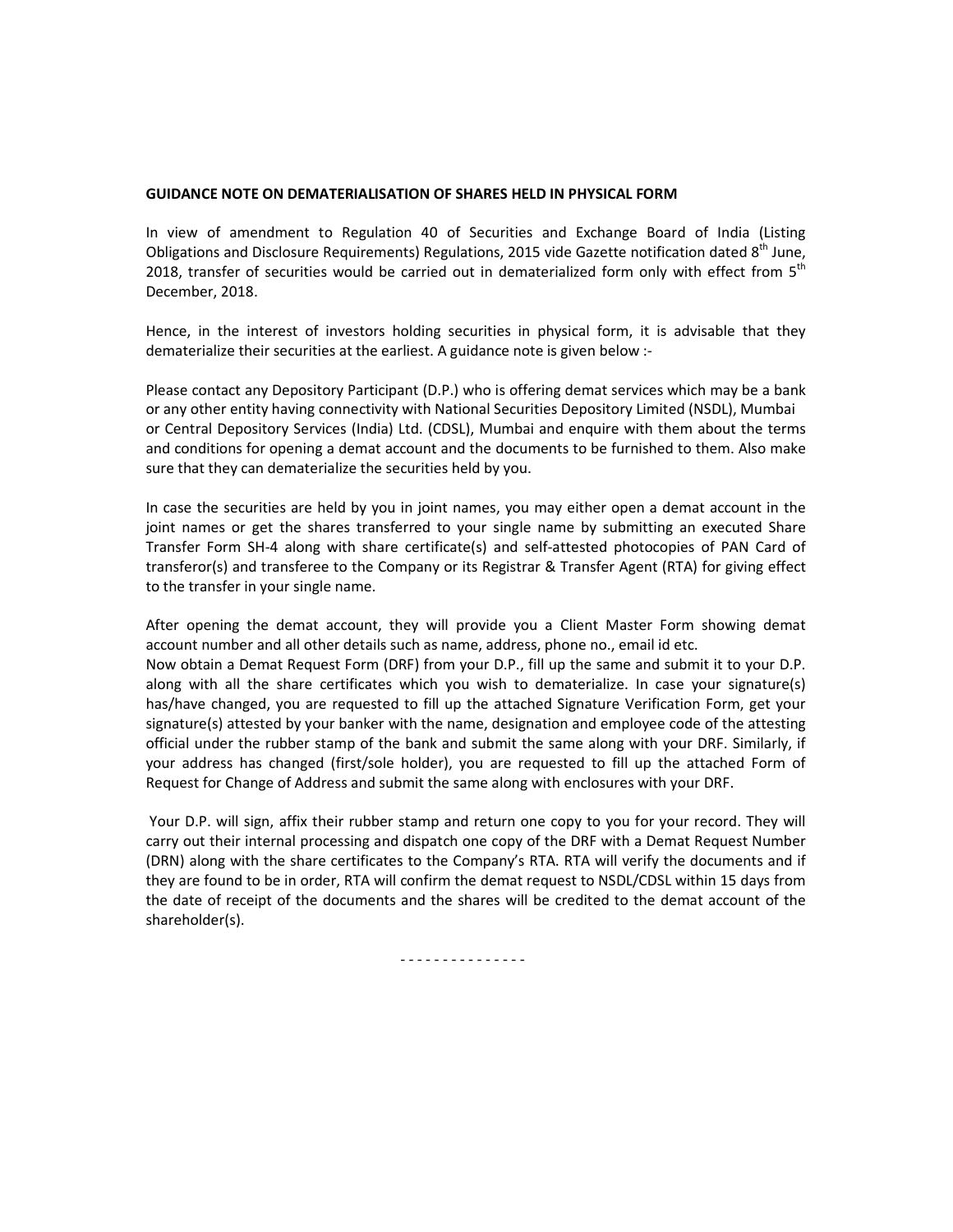**GUIDANCE NOTE ON DEMATERIALISATION OF SHARES HELD IN PHYSICAL FORM**

In view of amendment to Regulation 40 of Securities and Exchange Board of India (Listing Obligations and Disclosure Requirements) Regulations, 2015 vide Gazette notification dated 8th June, 2018, transfer of securities would be carried out in dematerialized form only with effect from 5th December, 2018.

Hence, in the interest of investors holding securities in physical form, it is advisable that they dematerialize their securities at the earliest. A guidance note is given below :-

Please contact any Depository Participant (D.P.) who is offering demat services which may be a bank or any other entity having connectivity with National Securities Depository Limited (NSDL), Mumbai or Central Depository Services (India) Ltd. (CDSL), Mumbai and enquire with them about the terms and conditions for opening a demat account and the documents to be furnished to them. Also make sure that they can dematerialize the securities held by you.

In case the securities are held by you in joint names, you may either open a demat account in the joint names or get the shares transferred to your single name by submitting an executed Share Transfer Form SH-4 along with share certificate(s) and self-attested photocopies of PAN Card of transferor(s) and transferee to the Company or its Registrar & Transfer Agent (RTA) for giving effect to the transfer in your single name.

After opening the demat account, they will provide you a Client Master Form showing demat account number and all other details such as name, address, phone no., email id etc.
Now obtain a Demat Request Form (DRF) from your D.P., fill up the same and submit it to your D.P. along with all the share certificates which you wish to dematerialize. In case your signature(s) has/have changed, you are requested to fill up the attached Signature Verification Form, get your signature(s) attested by your banker with the name, designation and employee code of the attesting official under the rubber stamp of the bank and submit the same along with your DRF. Similarly, if your address has changed (first/sole holder), you are requested to fill up the attached Form of Request for Change of Address and submit the same along with enclosures with your DRF.

Your D.P. will sign, affix their rubber stamp and return one copy to you for your record. They will carry out their internal processing and dispatch one copy of the DRF with a Demat Request Number (DRN) along with the share certificates to the Company's RTA. RTA will verify the documents and if they are found to be in order, RTA will confirm the demat request to NSDL/CDSL within 15 days from the date of receipt of the documents and the shares will be credited to the demat account of the shareholder(s).

- - - - - - - - - - - - - - -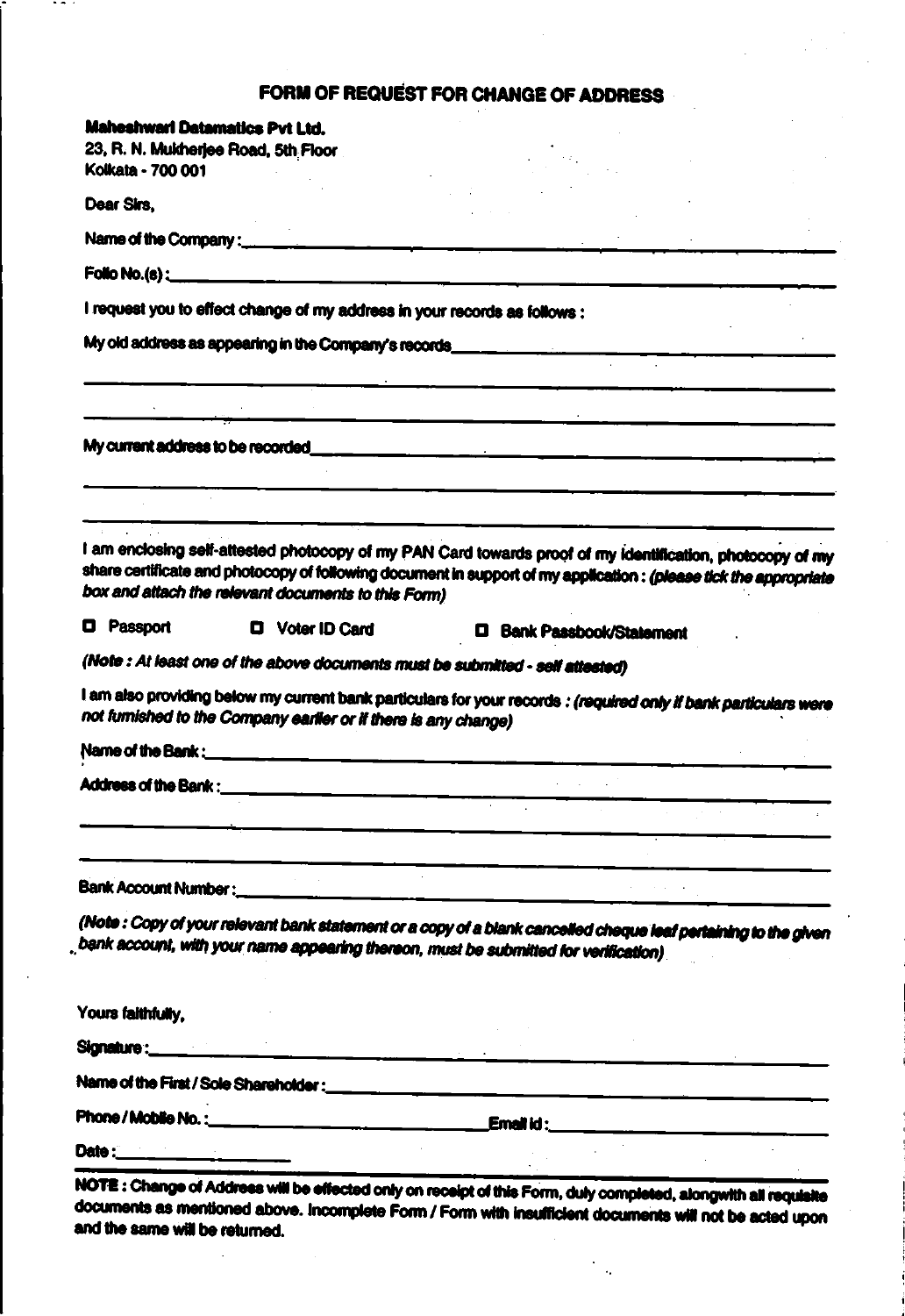# FORM OF REQUEST FOR CHANGE OF ADDRESS

**Maheshwari Datamatics Pvt Ltd.**
23, R. N. Mukherjee Road, 5th Floor
Kolkata - 700 001

Dear Sirs,

Name of the Company : ______________________________________________

Folio No.(s) : ______________________________________________

I request you to effect change of my address in your records as follows :

My old address as appearing in the Company's records ______________________________________________

______________________________________________

______________________________________________

My current address to be recorded ______________________________________________

______________________________________________

______________________________________________

I am enclosing self-attested photocopy of my PAN Card towards proof of my identification, photocopy of my share certificate and photocopy of following document in support of my application : *(please tick the appropriate box and attach the relevant documents to this Form)*

☐ Passport ☐ Voter ID Card ☐ Bank Passbook/Statement

*(Note : At least one of the above documents must be submitted - self attested)*

I am also providing below my current bank particulars for your records : *(required only if bank particulars were not furnished to the Company earlier or if there is any change)*

Name of the Bank : ______________________________________________

Address of the Bank : ______________________________________________

______________________________________________

______________________________________________

Bank Account Number : ______________________________________________

*(Note : Copy of your relevant bank statement or a copy of a blank cancelled cheque leaf pertaining to the given bank account, with your name appearing thereon, must be submitted for verification)*

Yours faithfully,

Signature : ______________________________________________

Name of the First / Sole Shareholder : ______________________________________________

Phone / Mobile No. : ______________________ Email id : ______________________

Date : ______________

**NOTE : Change of Address will be effected only on receipt of this Form, duly completed, alongwith all requisite documents as mentioned above. Incomplete Form / Form with insufficient documents will not be acted upon and the same will be returned.**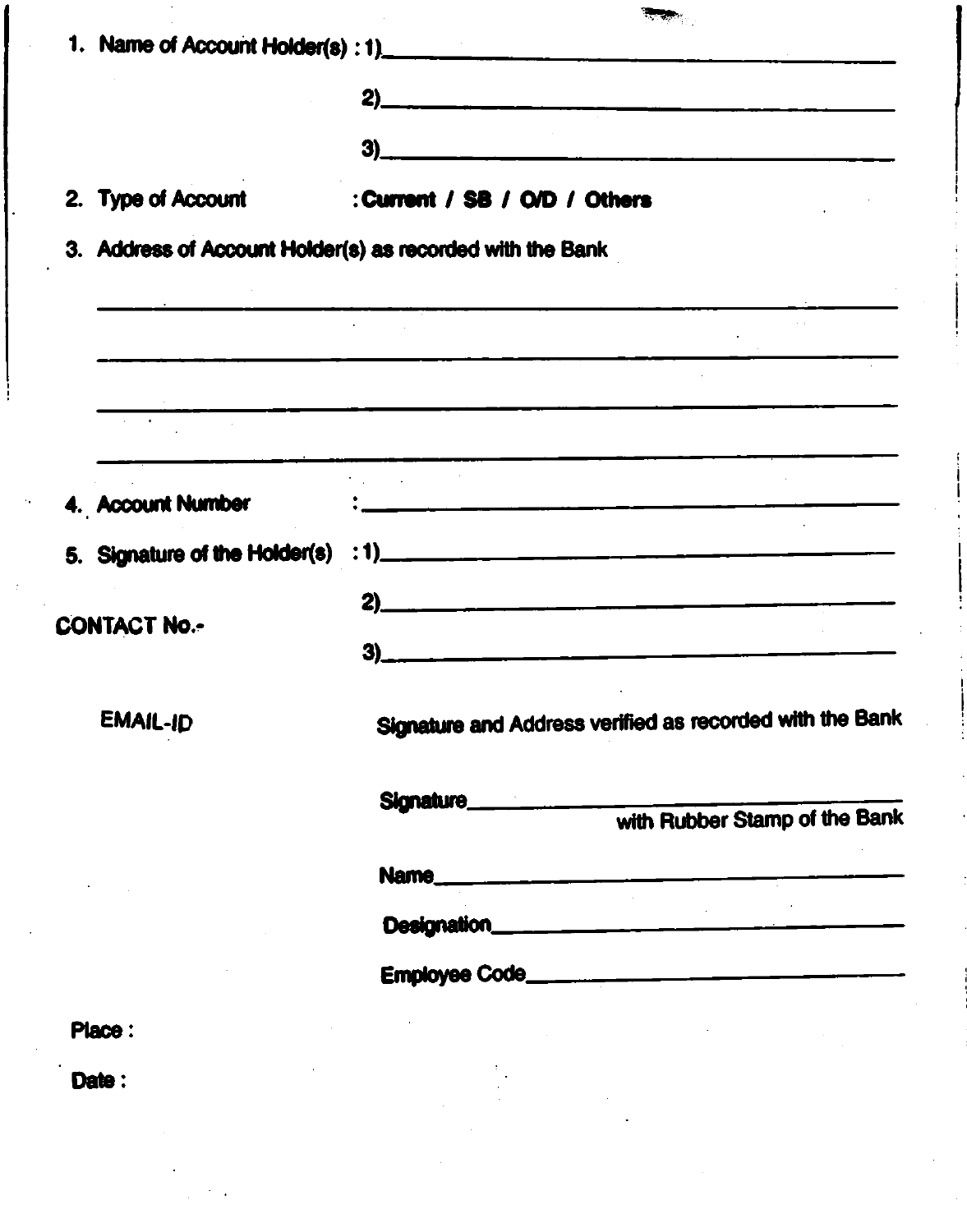1. Name of Account Holder(s) : 1)\_\_\_\_\_\_\_\_\_\_\_\_\_\_\_\_\_\_\_\_\_\_\_\_\_\_\_\_\_\_\_\_

   2)\_\_\_\_\_\_\_\_\_\_\_\_\_\_\_\_\_\_\_\_\_\_\_\_\_\_\_\_\_\_\_\_

   3)\_\_\_\_\_\_\_\_\_\_\_\_\_\_\_\_\_\_\_\_\_\_\_\_\_\_\_\_\_\_\_\_

2. Type of Account : **Current / SB / O/D / Others**

3. Address of Account Holder(s) as recorded with the Bank

   \_\_\_\_\_\_\_\_\_\_\_\_\_\_\_\_\_\_\_\_\_\_\_\_\_\_\_\_\_\_\_\_\_\_\_\_\_\_\_\_\_\_\_\_\_\_\_\_

   \_\_\_\_\_\_\_\_\_\_\_\_\_\_\_\_\_\_\_\_\_\_\_\_\_\_\_\_\_\_\_\_\_\_\_\_\_\_\_\_\_\_\_\_\_\_\_\_

   \_\_\_\_\_\_\_\_\_\_\_\_\_\_\_\_\_\_\_\_\_\_\_\_\_\_\_\_\_\_\_\_\_\_\_\_\_\_\_\_\_\_\_\_\_\_\_\_

   \_\_\_\_\_\_\_\_\_\_\_\_\_\_\_\_\_\_\_\_\_\_\_\_\_\_\_\_\_\_\_\_\_\_\_\_\_\_\_\_\_\_\_\_\_\_\_\_

4. Account Number : \_\_\_\_\_\_\_\_\_\_\_\_\_\_\_\_\_\_\_\_\_\_\_\_\_\_\_\_\_\_\_\_

5. Signature of the Holder(s) : 1)\_\_\_\_\_\_\_\_\_\_\_\_\_\_\_\_\_\_\_\_\_\_\_\_\_\_\_\_\_\_\_\_

   2)\_\_\_\_\_\_\_\_\_\_\_\_\_\_\_\_\_\_\_\_\_\_\_\_\_\_\_\_\_\_\_\_

   3)\_\_\_\_\_\_\_\_\_\_\_\_\_\_\_\_\_\_\_\_\_\_\_\_\_\_\_\_\_\_\_\_

CONTACT No.-

EMAIL-ID

Signature and Address verified as recorded with the Bank

Signature\_\_\_\_\_\_\_\_\_\_\_\_\_\_\_\_\_\_\_\_\_\_\_\_\_\_\_\_\_\_\_\_

with Rubber Stamp of the Bank

Name\_\_\_\_\_\_\_\_\_\_\_\_\_\_\_\_\_\_\_\_\_\_\_\_\_\_\_\_\_\_\_\_

Designation\_\_\_\_\_\_\_\_\_\_\_\_\_\_\_\_\_\_\_\_\_\_\_\_\_\_\_\_\_\_\_\_

Employee Code\_\_\_\_\_\_\_\_\_\_\_\_\_\_\_\_\_\_\_\_\_\_\_\_\_\_\_\_\_\_\_\_

Place :

Date :